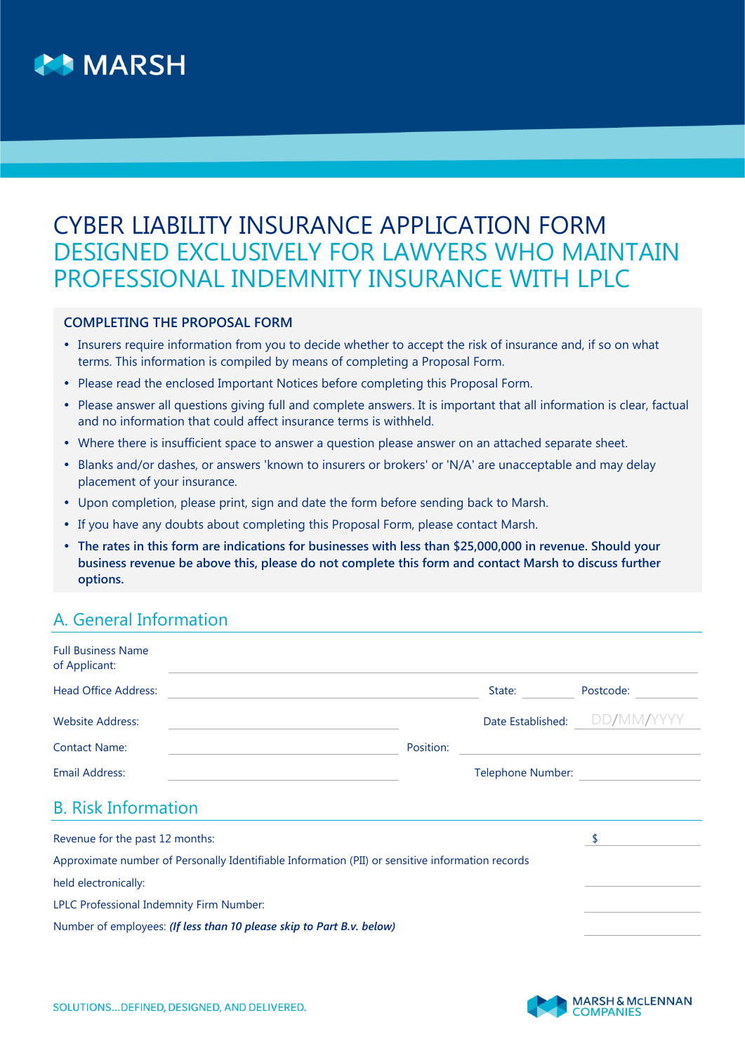MARSH

# CYBER LIABILITY INSURANCE APPLICATION FORM
## DESIGNED EXCLUSIVELY FOR LAWYERS WHO MAINTAIN PROFESSIONAL INDEMNITY INSURANCE WITH LPLC

### COMPLETING THE PROPOSAL FORM

- Insurers require information from you to decide whether to accept the risk of insurance and, if so on what terms. This information is compiled by means of completing a Proposal Form.
- Please read the enclosed Important Notices before completing this Proposal Form.
- Please answer all questions giving full and complete answers. It is important that all information is clear, factual and no information that could affect insurance terms is withheld.
- Where there is insufficient space to answer a question please answer on an attached separate sheet.
- Blanks and/or dashes, or answers 'known to insurers or brokers' or 'N/A' are unacceptable and may delay placement of your insurance.
- Upon completion, please print, sign and date the form before sending back to Marsh.
- If you have any doubts about completing this Proposal Form, please contact Marsh.
- **The rates in this form are indications for businesses with less than $25,000,000 in revenue. Should your business revenue be above this, please do not complete this form and contact Marsh to discuss further options.**

## A. General Information

Full Business Name of Applicant: ______________________________

Head Office Address: ______________________ State: ________ Postcode: ________

Website Address: ______________________ Date Established: DD/MM/YYYY

Contact Name: ______________________ Position: ______________________

Email Address: ______________________ Telephone Number: ______________________

## B. Risk Information

Revenue for the past 12 months: $ ____________

Approximate number of Personally Identifiable Information (PII) or sensitive information records held electronically: ____________

LPLC Professional Indemnity Firm Number: ____________

Number of employees: ***(If less than 10 please skip to Part B.v. below)*** ____________

SOLUTIONS…DEFINED, DESIGNED, AND DELIVERED.

MARSH & McLENNAN COMPANIES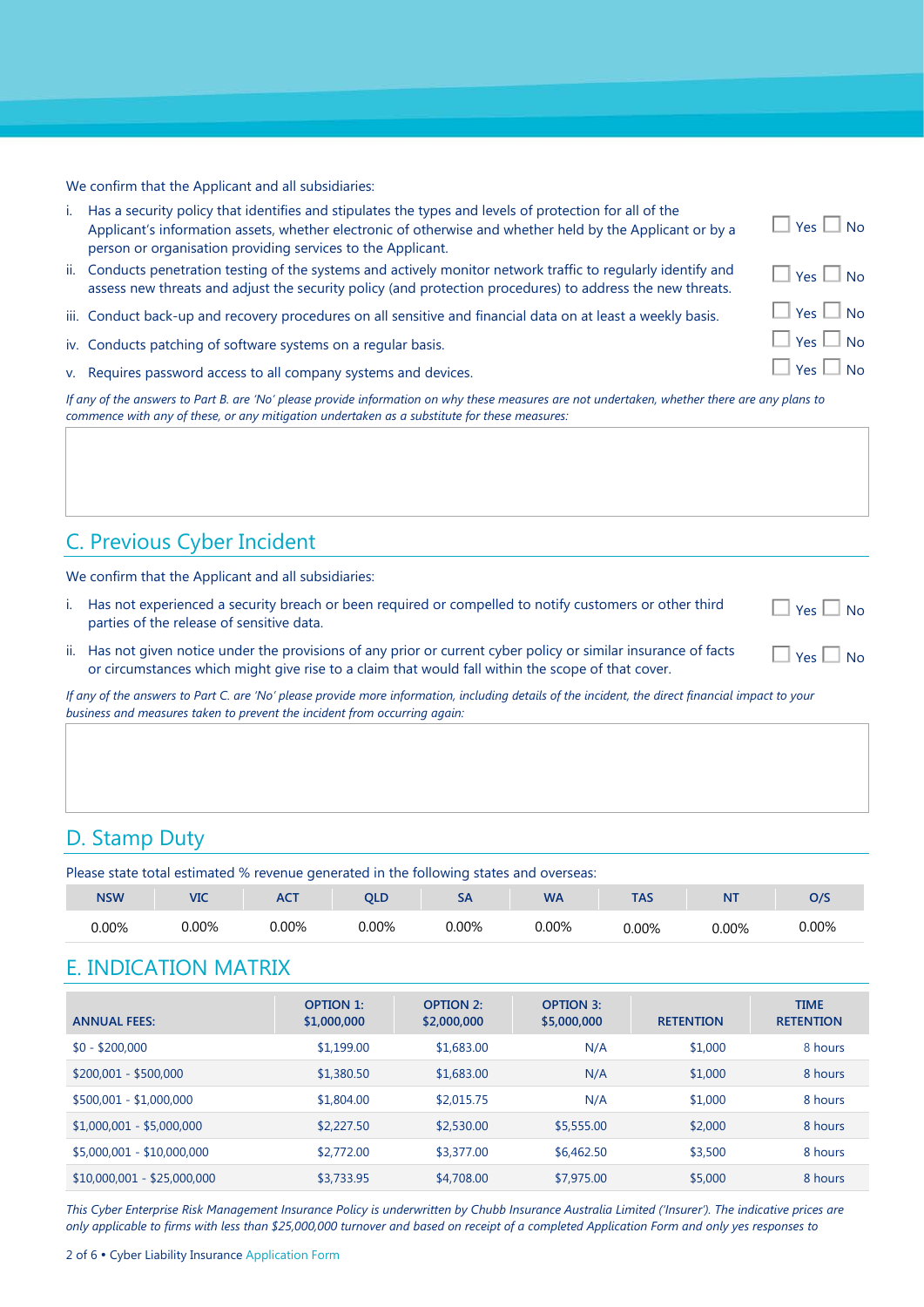We confirm that the Applicant and all subsidiaries:

i. Has a security policy that identifies and stipulates the types and levels of protection for all of the Applicant's information assets, whether electronic of otherwise and whether held by the Applicant or by a person or organisation providing services to the Applicant. ☐ Yes ☐ No

ii. Conducts penetration testing of the systems and actively monitor network traffic to regularly identify and assess new threats and adjust the security policy (and protection procedures) to address the new threats. ☐ Yes ☐ No

iii. Conduct back-up and recovery procedures on all sensitive and financial data on at least a weekly basis. ☐ Yes ☐ No

iv. Conducts patching of software systems on a regular basis. ☐ Yes ☐ No

v. Requires password access to all company systems and devices. ☐ Yes ☐ No

*If any of the answers to Part B. are 'No' please provide information on why these measures are not undertaken, whether there are any plans to commence with any of these, or any mitigation undertaken as a substitute for these measures:*

## C. Previous Cyber Incident

We confirm that the Applicant and all subsidiaries:

i. Has not experienced a security breach or been required or compelled to notify customers or other third parties of the release of sensitive data. ☐ Yes ☐ No

ii. Has not given notice under the provisions of any prior or current cyber policy or similar insurance of facts or circumstances which might give rise to a claim that would fall within the scope of that cover. ☐ Yes ☐ No

*If any of the answers to Part C. are 'No' please provide more information, including details of the incident, the direct financial impact to your business and measures taken to prevent the incident from occurring again:*

## D. Stamp Duty

Please state total estimated % revenue generated in the following states and overseas:

| NSW | VIC | ACT | QLD | SA | WA | TAS | NT | O/S |
|---|---|---|---|---|---|---|---|---|
| 0.00% | 0.00% | 0.00% | 0.00% | 0.00% | 0.00% | 0.00% | 0.00% | 0.00% |

## E. INDICATION MATRIX

| ANNUAL FEES: | OPTION 1: $1,000,000 | OPTION 2: $2,000,000 | OPTION 3: $5,000,000 | RETENTION | TIME RETENTION |
|---|---|---|---|---|---|
| $0 - $200,000 | $1,199.00 | $1,683.00 | N/A | $1,000 | 8 hours |
| $200,001 - $500,000 | $1,380.50 | $1,683.00 | N/A | $1,000 | 8 hours |
| $500,001 - $1,000,000 | $1,804.00 | $2,015.75 | N/A | $1,000 | 8 hours |
| $1,000,001 - $5,000,000 | $2,227.50 | $2,530.00 | $5,555.00 | $2,000 | 8 hours |
| $5,000,001 - $10,000,000 | $2,772.00 | $3,377.00 | $6,462.50 | $3,500 | 8 hours |
| $10,000,001 - $25,000,000 | $3,733.95 | $4,708.00 | $7,975.00 | $5,000 | 8 hours |

*This Cyber Enterprise Risk Management Insurance Policy is underwritten by Chubb Insurance Australia Limited ('Insurer'). The indicative prices are only applicable to firms with less than $25,000,000 turnover and based on receipt of a completed Application Form and only yes responses to*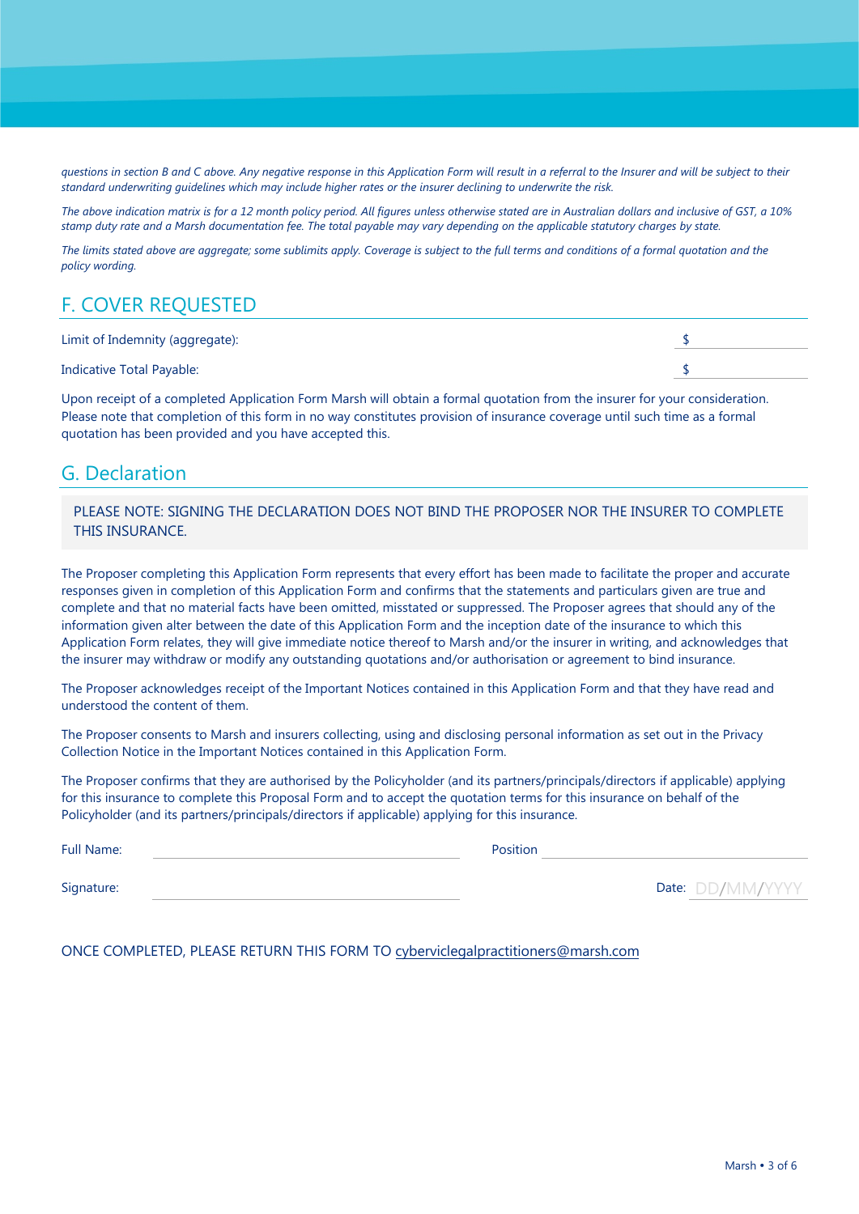*questions in section B and C above. Any negative response in this Application Form will result in a referral to the Insurer and will be subject to their standard underwriting guidelines which may include higher rates or the insurer declining to underwrite the risk.*

*The above indication matrix is for a 12 month policy period. All figures unless otherwise stated are in Australian dollars and inclusive of GST, a 10% stamp duty rate and a Marsh documentation fee. The total payable may vary depending on the applicable statutory charges by state.*

*The limits stated above are aggregate; some sublimits apply. Coverage is subject to the full terms and conditions of a formal quotation and the policy wording.*

## F. COVER REQUESTED

Limit of Indemnity (aggregate): $ \_\_\_\_\_\_\_\_\_\_

Indicative Total Payable: $ \_\_\_\_\_\_\_\_\_\_

Upon receipt of a completed Application Form Marsh will obtain a formal quotation from the insurer for your consideration. Please note that completion of this form in no way constitutes provision of insurance coverage until such time as a formal quotation has been provided and you have accepted this.

## G. Declaration

PLEASE NOTE: SIGNING THE DECLARATION DOES NOT BIND THE PROPOSER NOR THE INSURER TO COMPLETE THIS INSURANCE.

The Proposer completing this Application Form represents that every effort has been made to facilitate the proper and accurate responses given in completion of this Application Form and confirms that the statements and particulars given are true and complete and that no material facts have been omitted, misstated or suppressed. The Proposer agrees that should any of the information given alter between the date of this Application Form and the inception date of the insurance to which this Application Form relates, they will give immediate notice thereof to Marsh and/or the insurer in writing, and acknowledges that the insurer may withdraw or modify any outstanding quotations and/or authorisation or agreement to bind insurance.

The Proposer acknowledges receipt of the Important Notices contained in this Application Form and that they have read and understood the content of them.

The Proposer consents to Marsh and insurers collecting, using and disclosing personal information as set out in the Privacy Collection Notice in the Important Notices contained in this Application Form.

The Proposer confirms that they are authorised by the Policyholder (and its partners/principals/directors if applicable) applying for this insurance to complete this Proposal Form and to accept the quotation terms for this insurance on behalf of the Policyholder (and its partners/principals/directors if applicable) applying for this insurance.

Full Name: \_\_\_\_\_\_\_\_\_\_\_\_\_\_\_\_\_\_\_\_ Position \_\_\_\_\_\_\_\_\_\_\_\_\_\_\_\_\_\_\_\_

Signature: \_\_\_\_\_\_\_\_\_\_\_\_\_\_\_\_\_\_\_\_ Date: DD/MM/YYYY

ONCE COMPLETED, PLEASE RETURN THIS FORM TO cyberviclegalpractitioners@marsh.com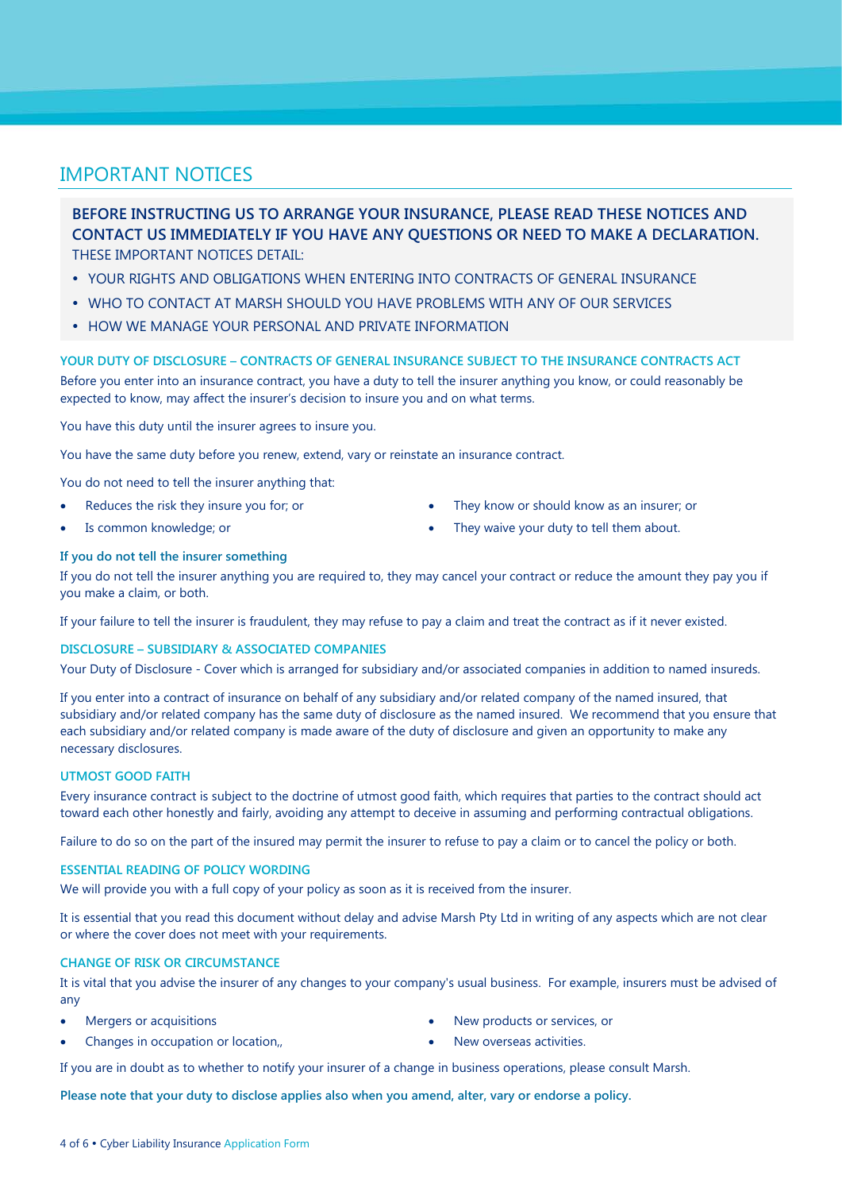# IMPORTANT NOTICES

**BEFORE INSTRUCTING US TO ARRANGE YOUR INSURANCE, PLEASE READ THESE NOTICES AND CONTACT US IMMEDIATELY IF YOU HAVE ANY QUESTIONS OR NEED TO MAKE A DECLARATION.**

THESE IMPORTANT NOTICES DETAIL:

- YOUR RIGHTS AND OBLIGATIONS WHEN ENTERING INTO CONTRACTS OF GENERAL INSURANCE
- WHO TO CONTACT AT MARSH SHOULD YOU HAVE PROBLEMS WITH ANY OF OUR SERVICES
- HOW WE MANAGE YOUR PERSONAL AND PRIVATE INFORMATION

### YOUR DUTY OF DISCLOSURE – CONTRACTS OF GENERAL INSURANCE SUBJECT TO THE INSURANCE CONTRACTS ACT

Before you enter into an insurance contract, you have a duty to tell the insurer anything you know, or could reasonably be expected to know, may affect the insurer's decision to insure you and on what terms.

You have this duty until the insurer agrees to insure you.

You have the same duty before you renew, extend, vary or reinstate an insurance contract.

You do not need to tell the insurer anything that:

- Reduces the risk they insure you for; or
- Is common knowledge; or
- They know or should know as an insurer; or
- They waive your duty to tell them about.

**If you do not tell the insurer something**

If you do not tell the insurer anything you are required to, they may cancel your contract or reduce the amount they pay you if you make a claim, or both.

If your failure to tell the insurer is fraudulent, they may refuse to pay a claim and treat the contract as if it never existed.

### DISCLOSURE – SUBSIDIARY & ASSOCIATED COMPANIES

Your Duty of Disclosure - Cover which is arranged for subsidiary and/or associated companies in addition to named insureds.

If you enter into a contract of insurance on behalf of any subsidiary and/or related company of the named insured, that subsidiary and/or related company has the same duty of disclosure as the named insured. We recommend that you ensure that each subsidiary and/or related company is made aware of the duty of disclosure and given an opportunity to make any necessary disclosures.

### UTMOST GOOD FAITH

Every insurance contract is subject to the doctrine of utmost good faith, which requires that parties to the contract should act toward each other honestly and fairly, avoiding any attempt to deceive in assuming and performing contractual obligations.

Failure to do so on the part of the insured may permit the insurer to refuse to pay a claim or to cancel the policy or both.

### ESSENTIAL READING OF POLICY WORDING

We will provide you with a full copy of your policy as soon as it is received from the insurer.

It is essential that you read this document without delay and advise Marsh Pty Ltd in writing of any aspects which are not clear or where the cover does not meet with your requirements.

### CHANGE OF RISK OR CIRCUMSTANCE

It is vital that you advise the insurer of any changes to your company's usual business. For example, insurers must be advised of any

- Mergers or acquisitions
- Changes in occupation or location,,
- New products or services, or
- New overseas activities.

If you are in doubt as to whether to notify your insurer of a change in business operations, please consult Marsh.

**Please note that your duty to disclose applies also when you amend, alter, vary or endorse a policy.**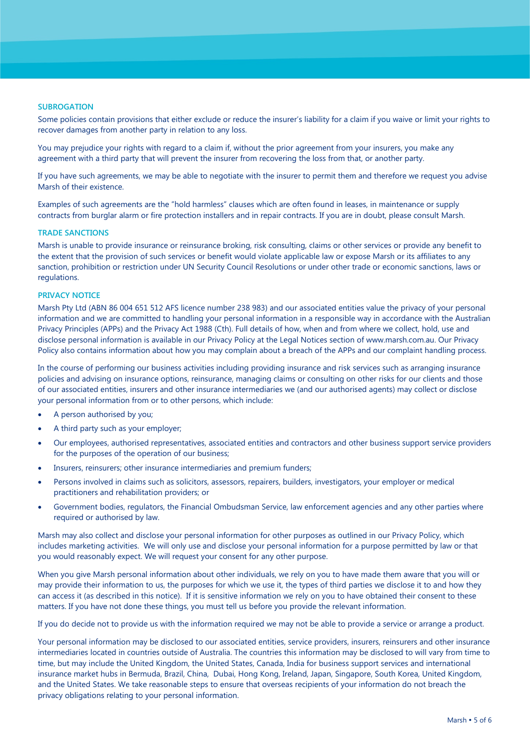## SUBROGATION

Some policies contain provisions that either exclude or reduce the insurer's liability for a claim if you waive or limit your rights to recover damages from another party in relation to any loss.

You may prejudice your rights with regard to a claim if, without the prior agreement from your insurers, you make any agreement with a third party that will prevent the insurer from recovering the loss from that, or another party.

If you have such agreements, we may be able to negotiate with the insurer to permit them and therefore we request you advise Marsh of their existence.

Examples of such agreements are the "hold harmless" clauses which are often found in leases, in maintenance or supply contracts from burglar alarm or fire protection installers and in repair contracts. If you are in doubt, please consult Marsh.

## TRADE SANCTIONS

Marsh is unable to provide insurance or reinsurance broking, risk consulting, claims or other services or provide any benefit to the extent that the provision of such services or benefit would violate applicable law or expose Marsh or its affiliates to any sanction, prohibition or restriction under UN Security Council Resolutions or under other trade or economic sanctions, laws or regulations.

## PRIVACY NOTICE

Marsh Pty Ltd (ABN 86 004 651 512 AFS licence number 238 983) and our associated entities value the privacy of your personal information and we are committed to handling your personal information in a responsible way in accordance with the Australian Privacy Principles (APPs) and the Privacy Act 1988 (Cth). Full details of how, when and from where we collect, hold, use and disclose personal information is available in our Privacy Policy at the Legal Notices section of www.marsh.com.au. Our Privacy Policy also contains information about how you may complain about a breach of the APPs and our complaint handling process.

In the course of performing our business activities including providing insurance and risk services such as arranging insurance policies and advising on insurance options, reinsurance, managing claims or consulting on other risks for our clients and those of our associated entities, insurers and other insurance intermediaries we (and our authorised agents) may collect or disclose your personal information from or to other persons, which include:

- A person authorised by you;
- A third party such as your employer;
- Our employees, authorised representatives, associated entities and contractors and other business support service providers for the purposes of the operation of our business;
- Insurers, reinsurers; other insurance intermediaries and premium funders;
- Persons involved in claims such as solicitors, assessors, repairers, builders, investigators, your employer or medical practitioners and rehabilitation providers; or
- Government bodies, regulators, the Financial Ombudsman Service, law enforcement agencies and any other parties where required or authorised by law.

Marsh may also collect and disclose your personal information for other purposes as outlined in our Privacy Policy, which includes marketing activities. We will only use and disclose your personal information for a purpose permitted by law or that you would reasonably expect. We will request your consent for any other purpose.

When you give Marsh personal information about other individuals, we rely on you to have made them aware that you will or may provide their information to us, the purposes for which we use it, the types of third parties we disclose it to and how they can access it (as described in this notice). If it is sensitive information we rely on you to have obtained their consent to these matters. If you have not done these things, you must tell us before you provide the relevant information.

If you do decide not to provide us with the information required we may not be able to provide a service or arrange a product.

Your personal information may be disclosed to our associated entities, service providers, insurers, reinsurers and other insurance intermediaries located in countries outside of Australia. The countries this information may be disclosed to will vary from time to time, but may include the United Kingdom, the United States, Canada, India for business support services and international insurance market hubs in Bermuda, Brazil, China, Dubai, Hong Kong, Ireland, Japan, Singapore, South Korea, United Kingdom, and the United States. We take reasonable steps to ensure that overseas recipients of your information do not breach the privacy obligations relating to your personal information.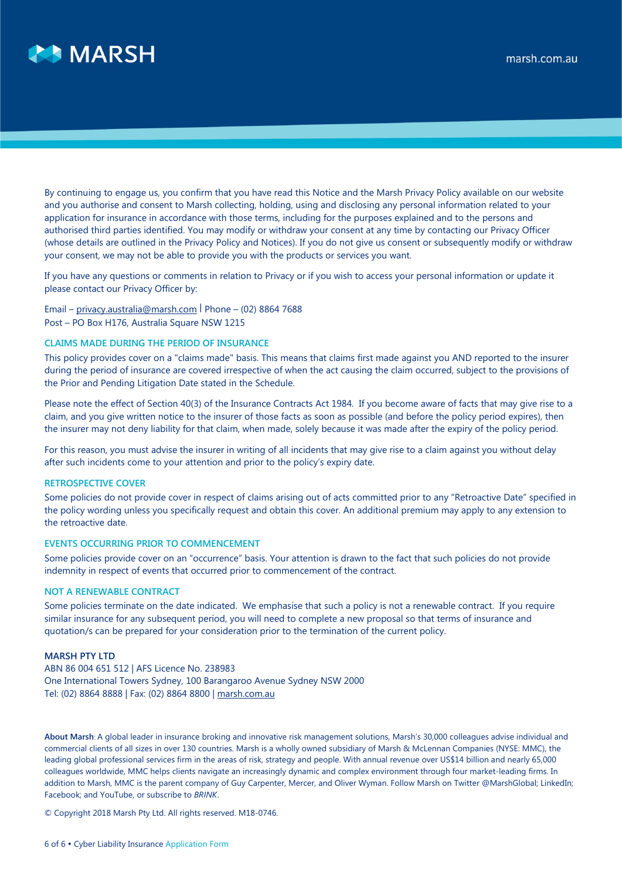By continuing to engage us, you confirm that you have read this Notice and the Marsh Privacy Policy available on our website and you authorise and consent to Marsh collecting, holding, using and disclosing any personal information related to your application for insurance in accordance with those terms, including for the purposes explained and to the persons and authorised third parties identified. You may modify or withdraw your consent at any time by contacting our Privacy Officer (whose details are outlined in the Privacy Policy and Notices). If you do not give us consent or subsequently modify or withdraw your consent, we may not be able to provide you with the products or services you want.

If you have any questions or comments in relation to Privacy or if you wish to access your personal information or update it please contact our Privacy Officer by:

Email – privacy.australia@marsh.com | Phone – (02) 8864 7688
Post – PO Box H176, Australia Square NSW 1215

## CLAIMS MADE DURING THE PERIOD OF INSURANCE

This policy provides cover on a "claims made" basis. This means that claims first made against you AND reported to the insurer during the period of insurance are covered irrespective of when the act causing the claim occurred, subject to the provisions of the Prior and Pending Litigation Date stated in the Schedule.

Please note the effect of Section 40(3) of the Insurance Contracts Act 1984. If you become aware of facts that may give rise to a claim, and you give written notice to the insurer of those facts as soon as possible (and before the policy period expires), then the insurer may not deny liability for that claim, when made, solely because it was made after the expiry of the policy period.

For this reason, you must advise the insurer in writing of all incidents that may give rise to a claim against you without delay after such incidents come to your attention and prior to the policy's expiry date.

## RETROSPECTIVE COVER

Some policies do not provide cover in respect of claims arising out of acts committed prior to any "Retroactive Date" specified in the policy wording unless you specifically request and obtain this cover. An additional premium may apply to any extension to the retroactive date.

## EVENTS OCCURRING PRIOR TO COMMENCEMENT

Some policies provide cover on an "occurrence" basis. Your attention is drawn to the fact that such policies do not provide indemnity in respect of events that occurred prior to commencement of the contract.

## NOT A RENEWABLE CONTRACT

Some policies terminate on the date indicated. We emphasise that such a policy is not a renewable contract. If you require similar insurance for any subsequent period, you will need to complete a new proposal so that terms of insurance and quotation/s can be prepared for your consideration prior to the termination of the current policy.

**MARSH PTY LTD**
ABN 86 004 651 512 | AFS Licence No. 238983
One International Towers Sydney, 100 Barangaroo Avenue Sydney NSW 2000
Tel: (02) 8864 8888 | Fax: (02) 8864 8800 | marsh.com.au

**About Marsh**: A global leader in insurance broking and innovative risk management solutions, Marsh's 30,000 colleagues advise individual and commercial clients of all sizes in over 130 countries. Marsh is a wholly owned subsidiary of Marsh & McLennan Companies (NYSE: MMC), the leading global professional services firm in the areas of risk, strategy and people. With annual revenue over US$14 billion and nearly 65,000 colleagues worldwide, MMC helps clients navigate an increasingly dynamic and complex environment through four market-leading firms. In addition to Marsh, MMC is the parent company of Guy Carpenter, Mercer, and Oliver Wyman. Follow Marsh on Twitter @MarshGlobal; LinkedIn; Facebook; and YouTube, or subscribe to *BRINK*.

© Copyright 2018 Marsh Pty Ltd. All rights reserved. M18-0746.